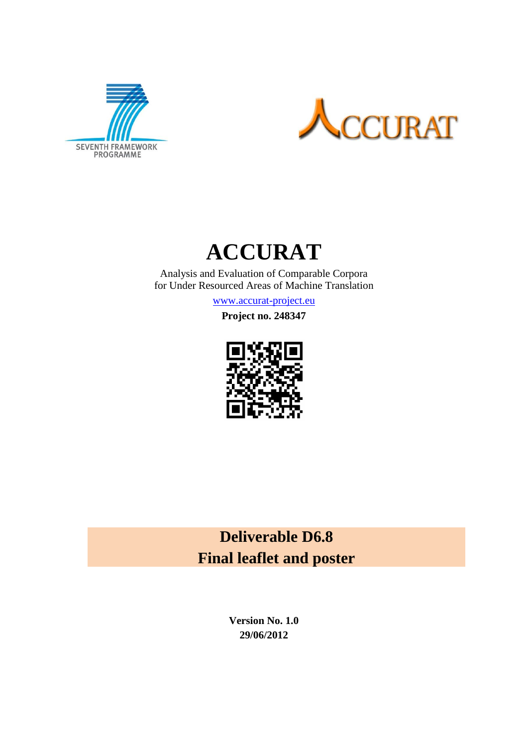# ACCURAT

Analysis and Evaluation of Comparable Corpora
for Under Resourced Areas of Machine Translation

www.accurat-project.eu

**Project no. 248347**

## Deliverable D6.8
## Final leaflet and poster

**Version No. 1.0**
**29/06/2012**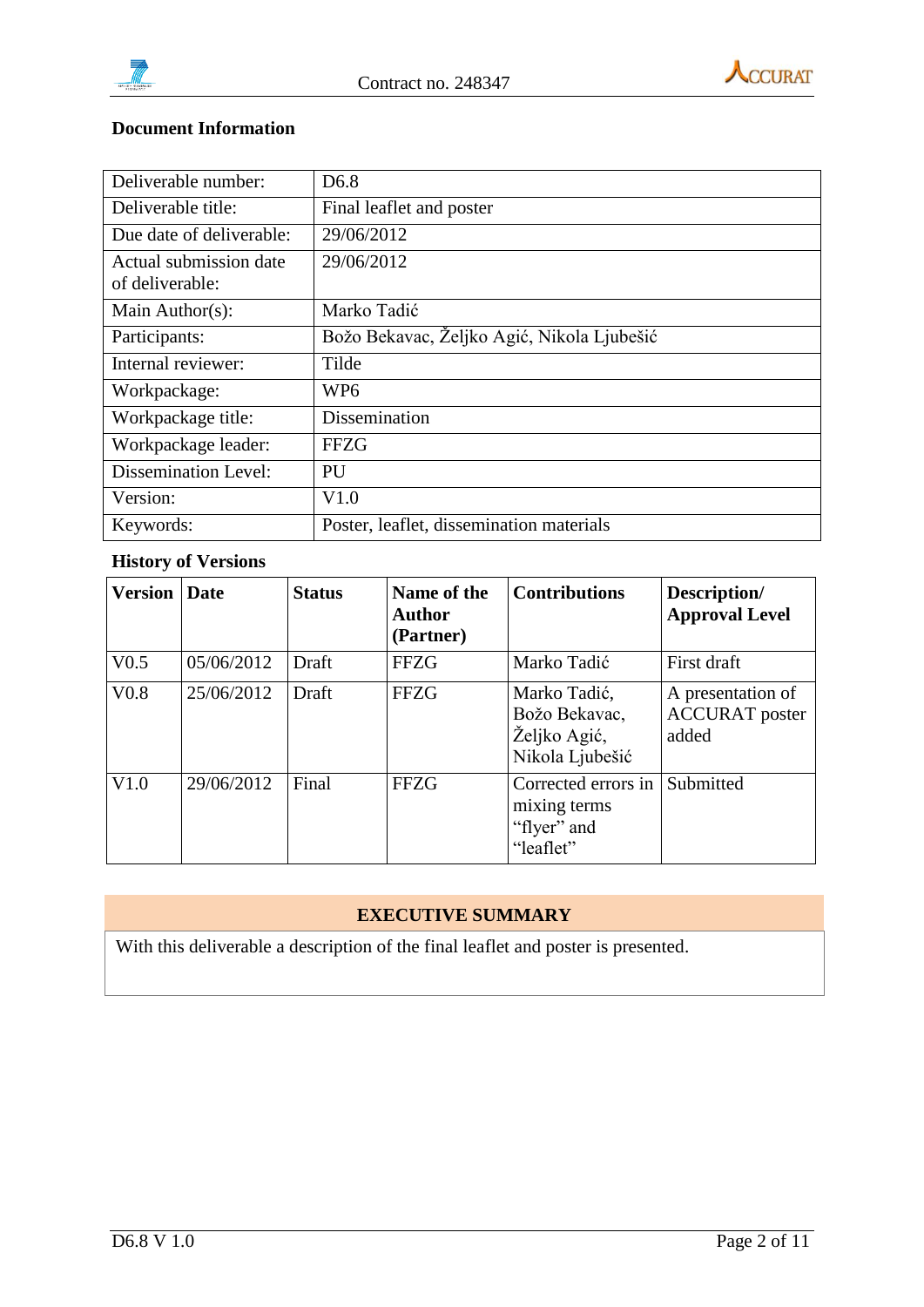**Document Information**

| Deliverable number: | D6.8 |
|---|---|
| Deliverable title: | Final leaflet and poster |
| Due date of deliverable: | 29/06/2012 |
| Actual submission date of deliverable: | 29/06/2012 |
| Main Author(s): | Marko Tadić |
| Participants: | Božo Bekavac, Željko Agić, Nikola Ljubešić |
| Internal reviewer: | Tilde |
| Workpackage: | WP6 |
| Workpackage title: | Dissemination |
| Workpackage leader: | FFZG |
| Dissemination Level: | PU |
| Version: | V1.0 |
| Keywords: | Poster, leaflet, dissemination materials |

**History of Versions**

| Version | Date | Status | Name of the Author (Partner) | Contributions | Description/ Approval Level |
|---|---|---|---|---|---|
| V0.5 | 05/06/2012 | Draft | FFZG | Marko Tadić | First draft |
| V0.8 | 25/06/2012 | Draft | FFZG | Marko Tadić, Božo Bekavac, Željko Agić, Nikola Ljubešić | A presentation of ACCURAT poster added |
| V1.0 | 29/06/2012 | Final | FFZG | Corrected errors in mixing terms "flyer" and "leaflet" | Submitted |

**EXECUTIVE SUMMARY**

With this deliverable a description of the final leaflet and poster is presented.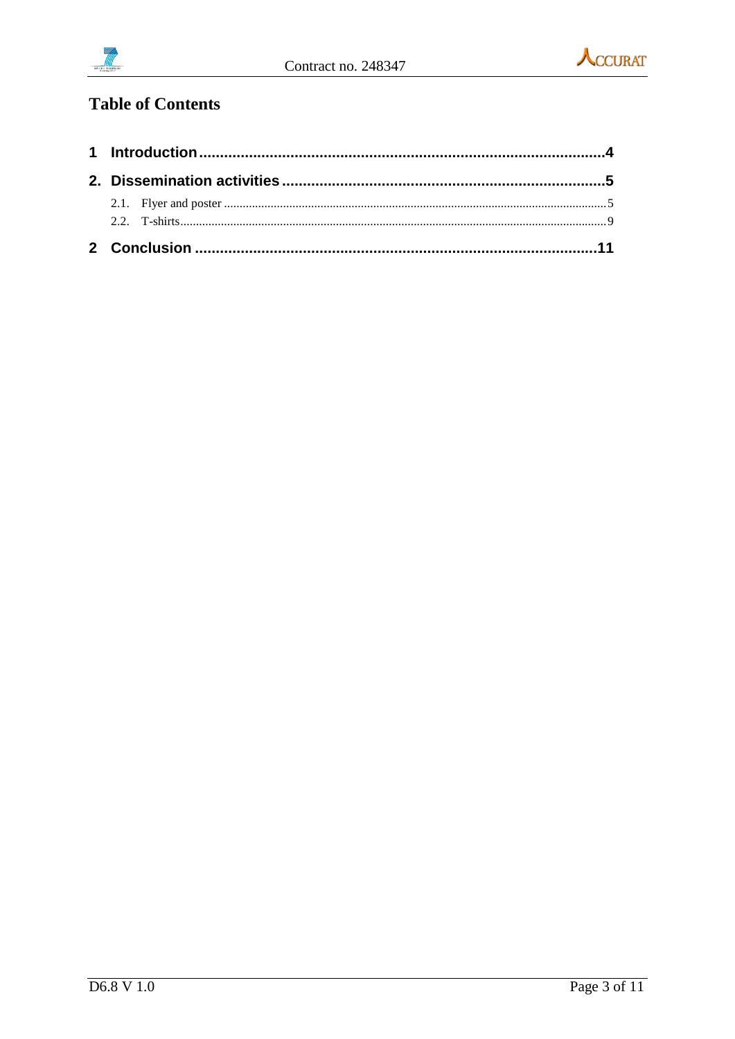## Table of Contents

1 Introduction .......... 4

2. Dissemination activities .......... 5

  2.1. Flyer and poster .......... 5

  2.2. T-shirts .......... 9

2 Conclusion .......... 11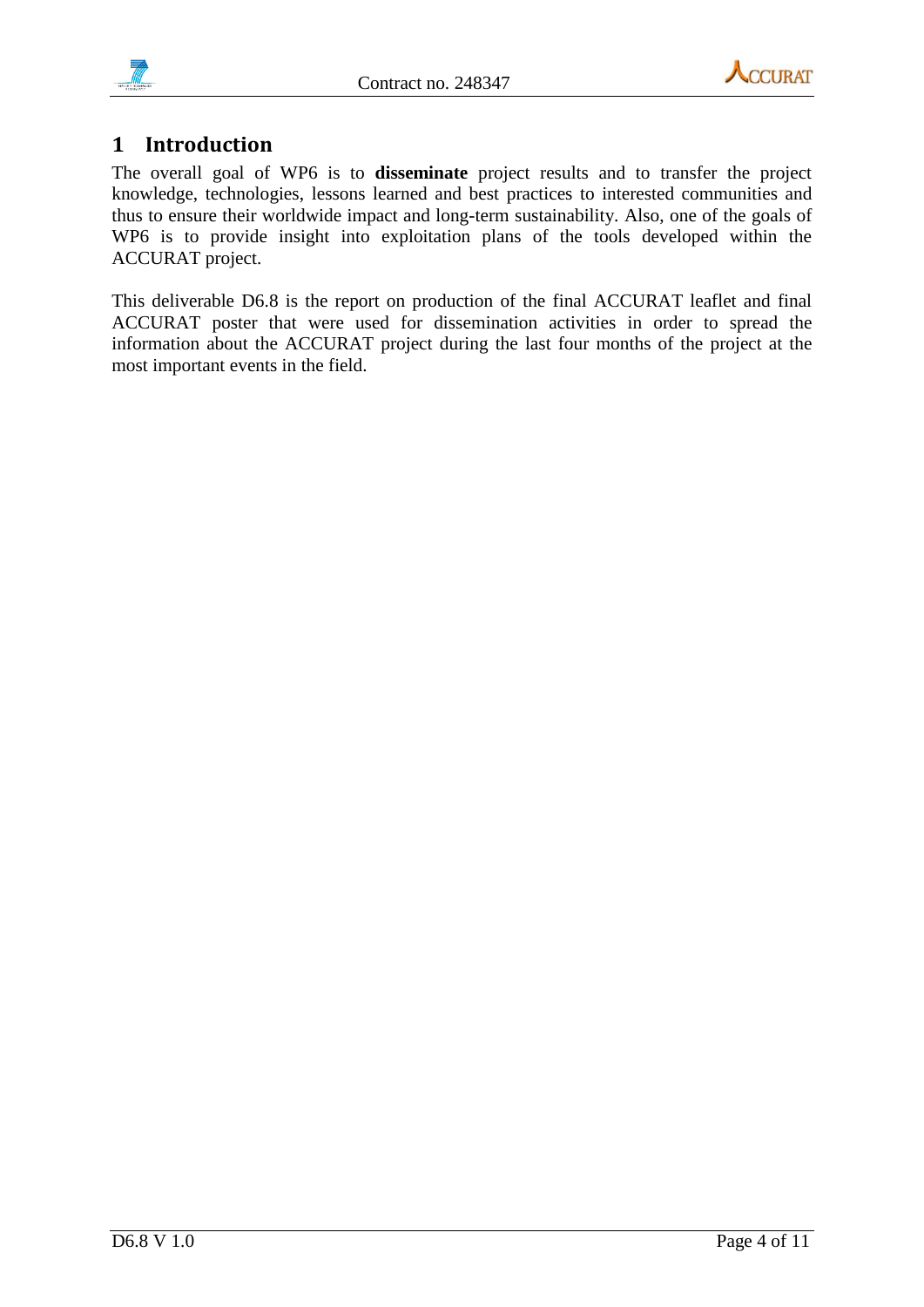# 1 Introduction

The overall goal of WP6 is to **disseminate** project results and to transfer the project knowledge, technologies, lessons learned and best practices to interested communities and thus to ensure their worldwide impact and long-term sustainability. Also, one of the goals of WP6 is to provide insight into exploitation plans of the tools developed within the ACCURAT project.

This deliverable D6.8 is the report on production of the final ACCURAT leaflet and final ACCURAT poster that were used for dissemination activities in order to spread the information about the ACCURAT project during the last four months of the project at the most important events in the field.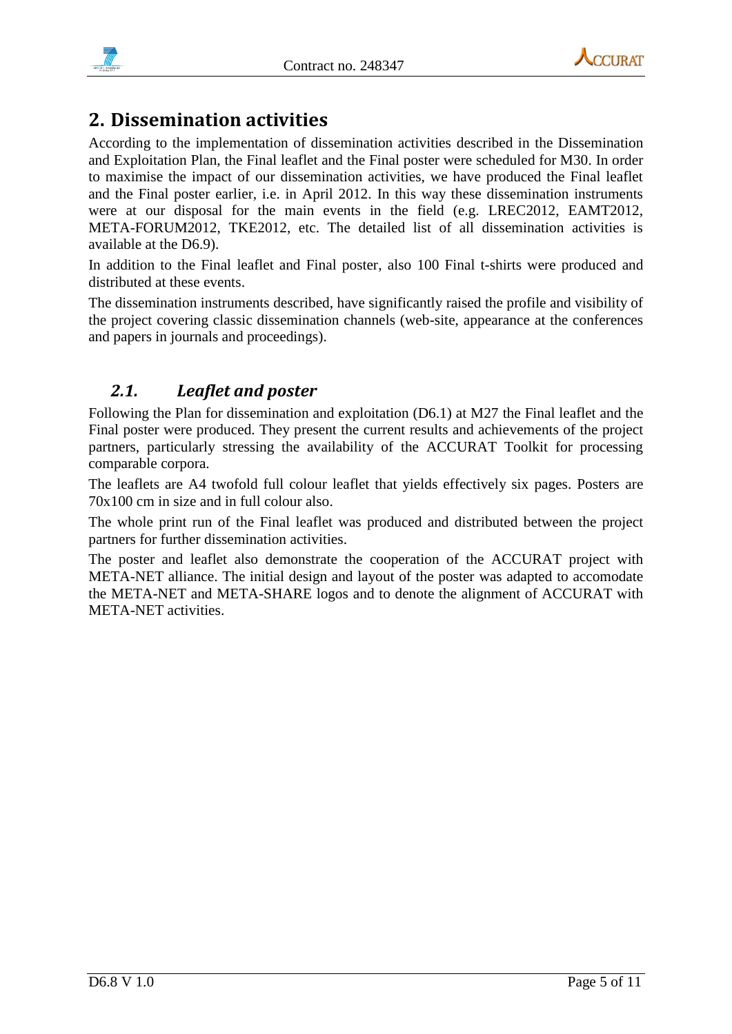# 2. Dissemination activities

According to the implementation of dissemination activities described in the Dissemination and Exploitation Plan, the Final leaflet and the Final poster were scheduled for M30. In order to maximise the impact of our dissemination activities, we have produced the Final leaflet and the Final poster earlier, i.e. in April 2012. In this way these dissemination instruments were at our disposal for the main events in the field (e.g. LREC2012, EAMT2012, META-FORUM2012, TKE2012, etc. The detailed list of all dissemination activities is available at the D6.9).

In addition to the Final leaflet and Final poster, also 100 Final t-shirts were produced and distributed at these events.

The dissemination instruments described, have significantly raised the profile and visibility of the project covering classic dissemination channels (web-site, appearance at the conferences and papers in journals and proceedings).

## *2.1. Leaflet and poster*

Following the Plan for dissemination and exploitation (D6.1) at M27 the Final leaflet and the Final poster were produced. They present the current results and achievements of the project partners, particularly stressing the availability of the ACCURAT Toolkit for processing comparable corpora.

The leaflets are A4 twofold full colour leaflet that yields effectively six pages. Posters are 70x100 cm in size and in full colour also.

The whole print run of the Final leaflet was produced and distributed between the project partners for further dissemination activities.

The poster and leaflet also demonstrate the cooperation of the ACCURAT project with META-NET alliance. The initial design and layout of the poster was adapted to accomodate the META-NET and META-SHARE logos and to denote the alignment of ACCURAT with META-NET activities.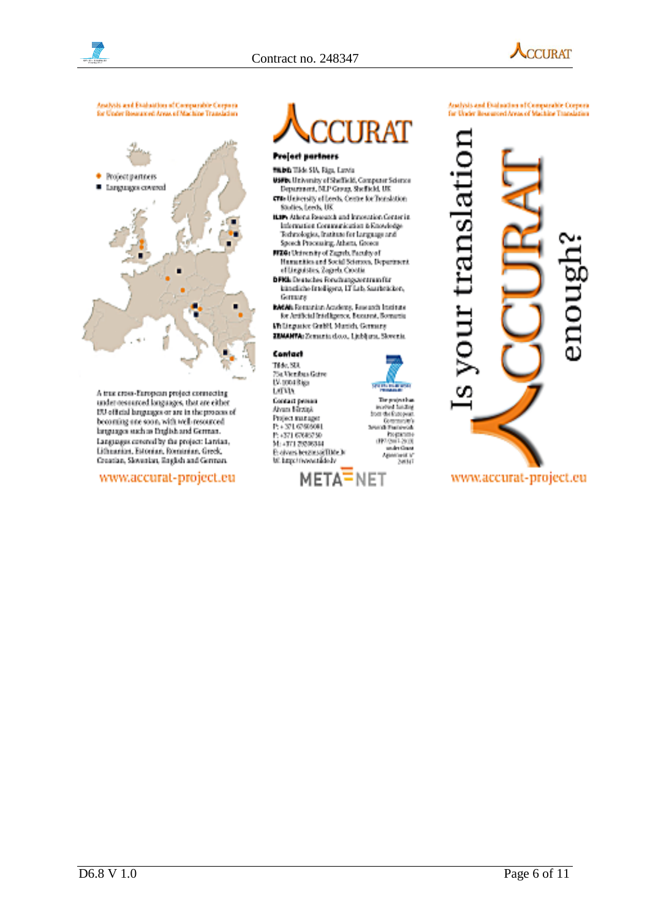Analysis and Evaluation of Comparable Corpora for Under Resourced Areas of Machine Translation

- Project partners
- Languages covered

A true cross-European project connecting under-resourced languages, that are either EU official languages or are in the process of becoming one soon, with well-resourced languages such as English and German. Languages covered by the project: Latvian, Lithuanian, Estonian, Romanian, Greek, Croatian, Slovenian, English and German.

www.accurat-project.eu

# ACCURAT

**Project partners**

**TILDE:** Tilde SIA, Riga, Latvia

**USFD:** University of Sheffield, Computer Science Department, NLP Group, Sheffield, UK

**CTS:** University of Leeds, Centre for Translation Studies, Leeds, UK

**ILSP:** Athena Research and Innovation Center in Information Communication & Knowledge Technologies, Institute for Language and Speech Processing, Athens, Greece

**FFZG:** University of Zagreb, Faculty of Humanities and Social Sciences, Department of Linguistics, Zagreb, Croatia

**DFKI:** Deutsches Forschungszentrum für künstliche Intelligenz, LT Lab, Saarbrücken, Germany

**RACAI:** Romanian Academy, Research Institute for Artificial Intelligence, Bucurest, Romania

**LT:** Linguatec GmbH, Munich, Germany

**ZEMANTA:** Zemanta d.o.o., Ljubljana, Slovenia

**Contact**

Tilde, SIA
75a Vienibas Gatve
LV-1004 Riga
LATVIA

**Contact person**
Alvars Birzins
Project manager
P: +371 67605081
F: +371 67605750
M: +371 29208344
E: alvars.berzins@tilde.lv
W: http://www.tilde.lv

The project has received funding from the European Community's Seventh Framework Programme (FP7/2007-2013) under Grant Agreement n° 248347

META-NET

Analysis and Evaluation of Comparable Corpora for Under Resourced Areas of Machine Translation

Is your translation ACCURAT enough?

www.accurat-project.eu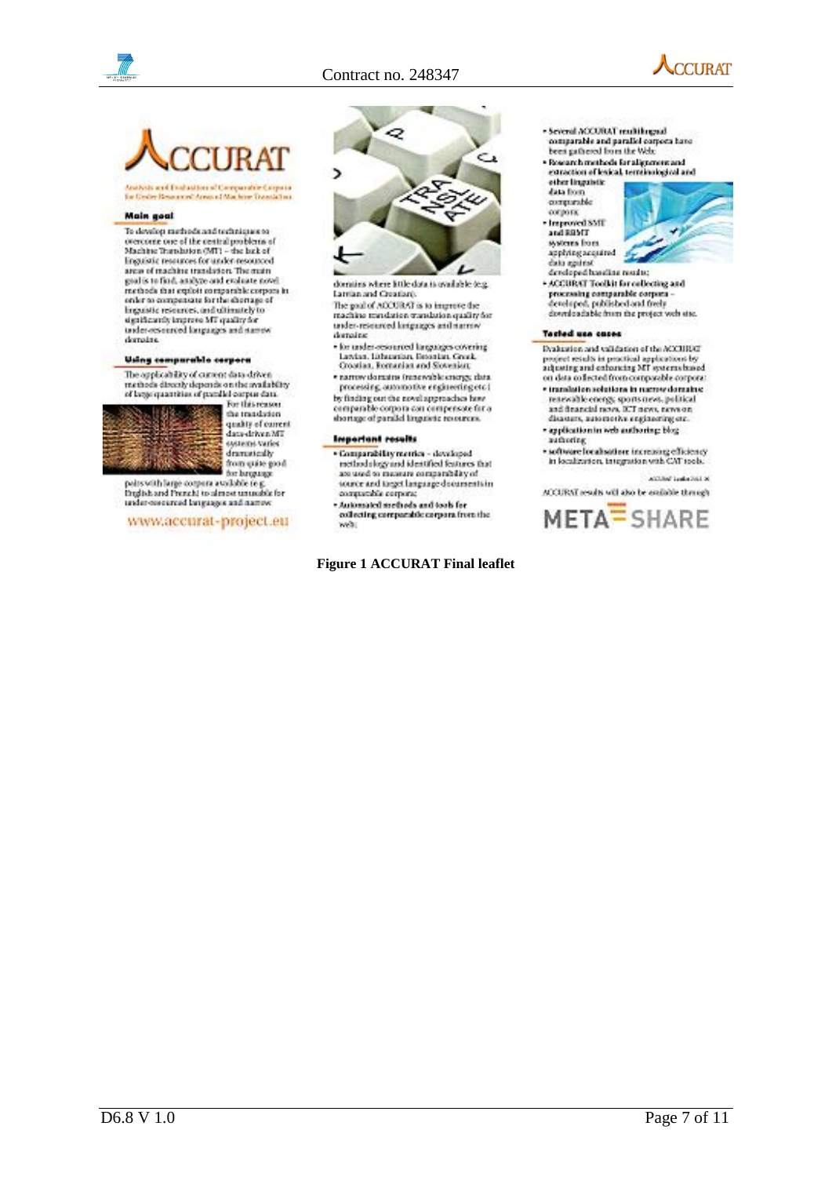# ACCURAT

Analysis and Evaluation of Comparable Corpora for Under Resourced Areas of Machine Translation

## Main goal

To develop methods and techniques to overcome one of the central problems of Machine Translation (MT) – the lack of linguistic resources for under-resourced areas of machine translation. The main goal is to find, analyze and evaluate novel methods that exploit comparable corpora in order to compensate for the shortage of linguistic resources, and ultimately to significantly improve MT quality for under-resourced languages and narrow domains.

## Using comparable corpora

The applicability of current data-driven methods directly depends on the availability of large quantities of parallel corpus data. For this reason the translation quality of current data-driven MT systems varies dramatically from quite good for language pairs with large corpora available (e.g. English and French) to almost unusable for under-resourced languages and narrow domains where little data is available (e.g. Latvian and Croatian).

The goal of ACCURAT is to improve the machine translation translation quality for under-resourced languages and narrow domains:

- for under-resourced languages covering Latvian, Lithuanian, Estonian, Greek, Croatian, Romanian and Slovenian;
- narrow domains (renewable energy, data processing, automotive engineering etc.)

by finding out the novel approaches how comparable corpora can compensate for a shortage of parallel linguistic resources.

## Important results

- **Comparability metrics** – developed methodology and identified features that are used to measure comparability of source and target language documents in comparable corpora;
- **Automated methods and tools for collecting comparable corpora** from the web;
- **Several ACCURAT multilingual comparable and parallel corpora** have been gathered from the Web;
- **Research methods for alignment and extraction of lexical, terminological and other linguistic data** from comparable corpora;
- **Improved SMT and RBMT** systems from applying acquired data against developed baseline results;
- **ACCURAT Toolkit for collecting and processing comparable corpora** – developed, published and freely downloadable from the project web site.

## Tested use cases

Evaluation and validation of the ACCURAT project results in practical applications by adjusting and enhancing MT systems based on data collected from comparable corpora:

- **translation solutions in narrow domains:** renewable energy, sports news, political and financial news, ICT news, news on disasters, automotive engineering etc.
- **application in web authoring:** blog authoring
- **software localisation:** increasing efficiency in localization, integration with CAT tools.

ACCURAT results will also be available through

META-SHARE

www.accurat-project.eu

**Figure 1 ACCURAT Final leaflet**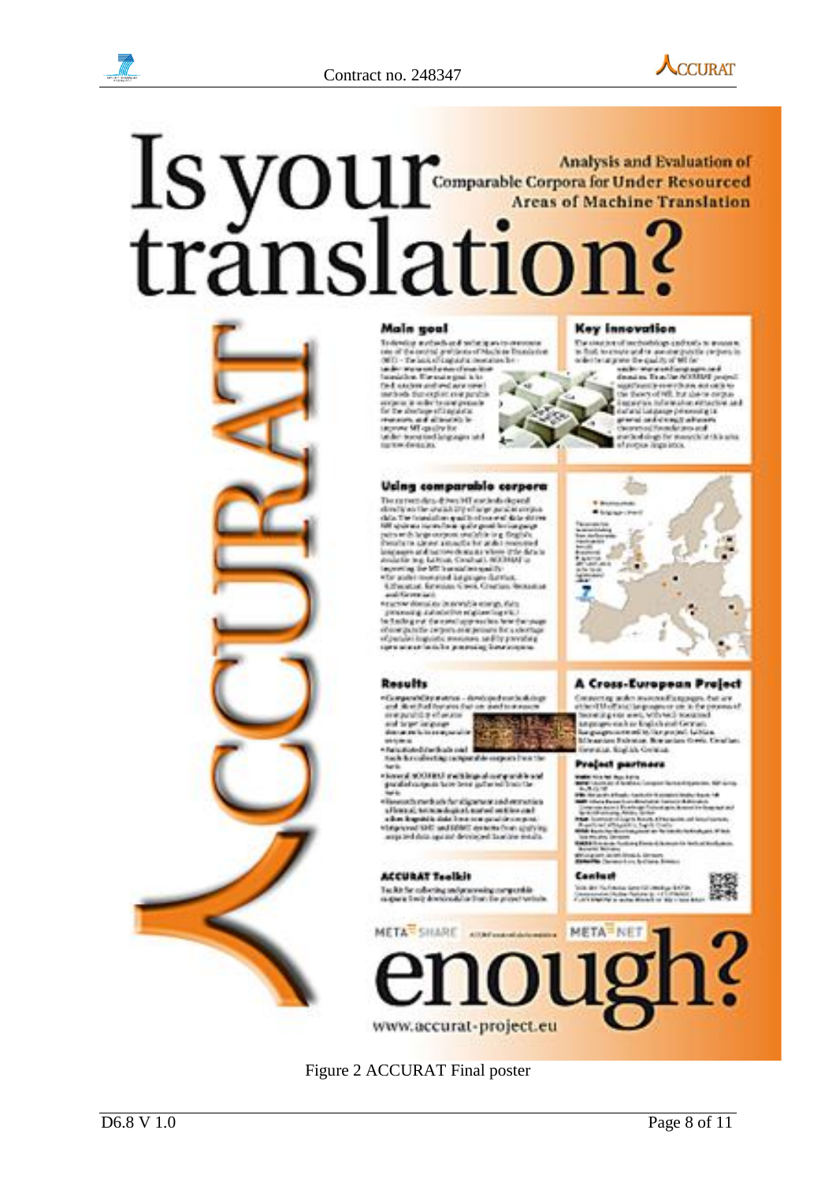Figure 2 ACCURAT Final poster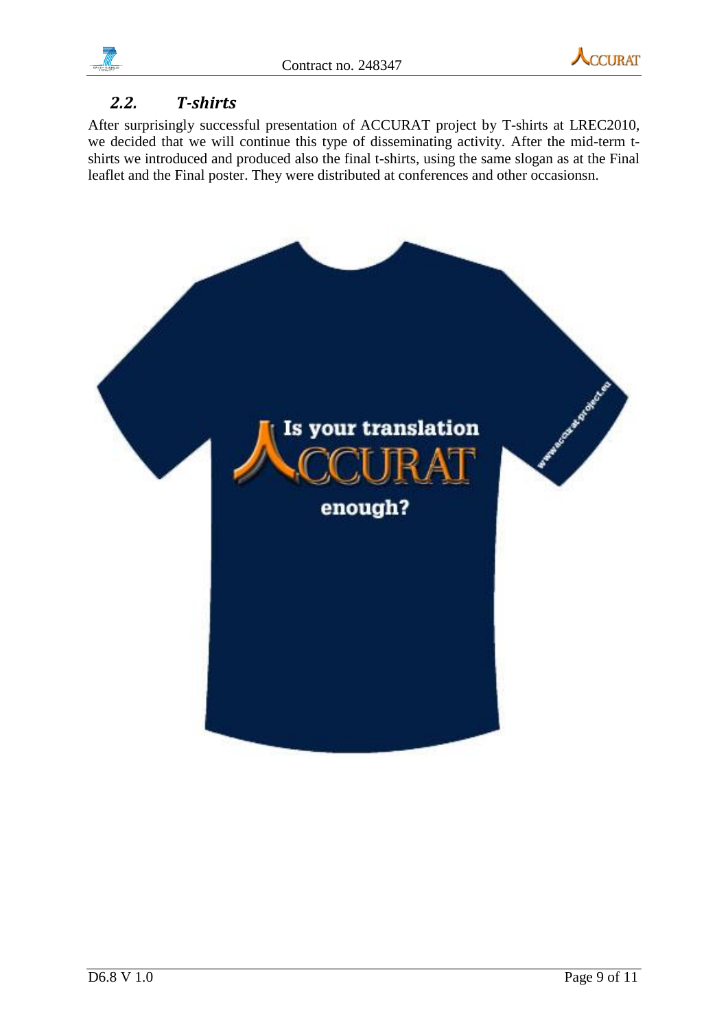## 2.2. T-shirts

After surprisingly successful presentation of ACCURAT project by T-shirts at LREC2010, we decided that we will continue this type of disseminating activity. After the mid-term t-shirts we introduced and produced also the final t-shirts, using the same slogan as at the Final leaflet and the Final poster. They were distributed at conferences and other occasionsn.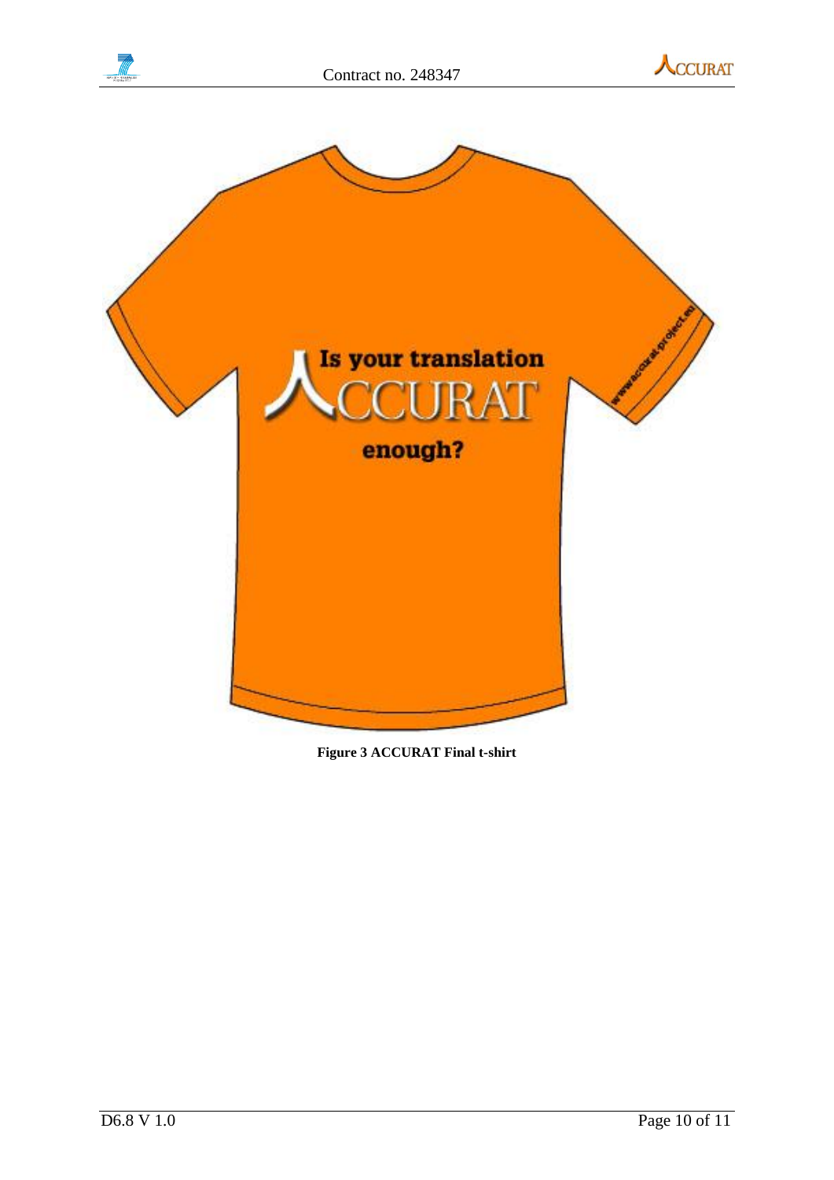**Figure 3 ACCURAT Final t-shirt**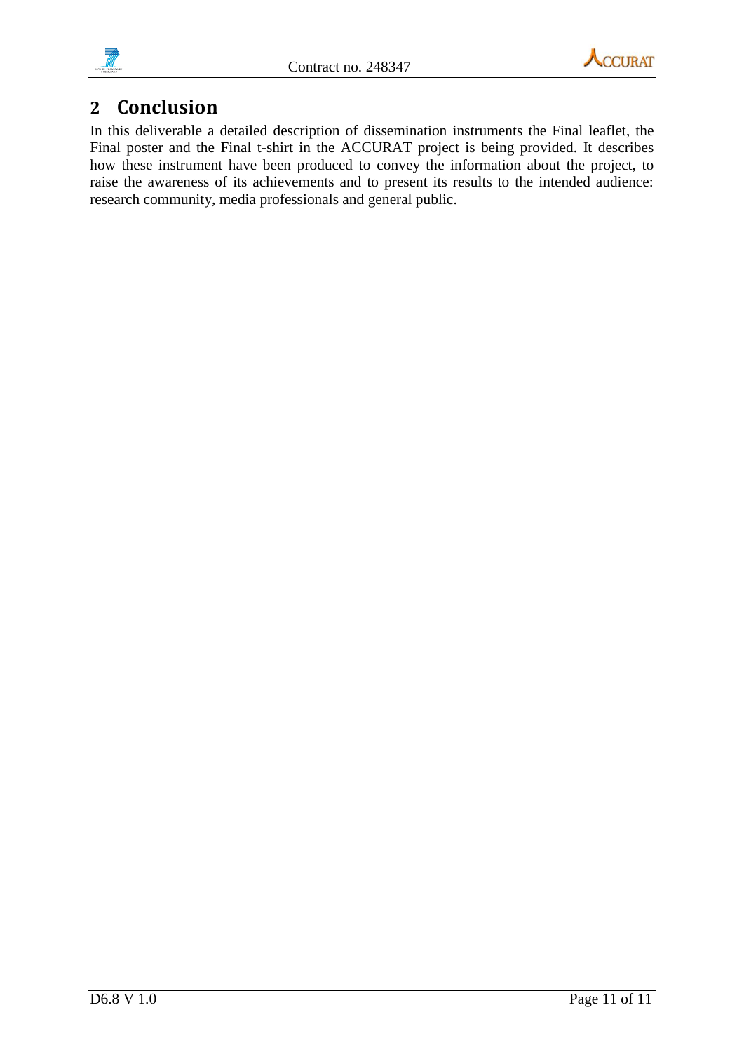## 2 Conclusion

In this deliverable a detailed description of dissemination instruments the Final leaflet, the Final poster and the Final t-shirt in the ACCURAT project is being provided. It describes how these instrument have been produced to convey the information about the project, to raise the awareness of its achievements and to present its results to the intended audience: research community, media professionals and general public.